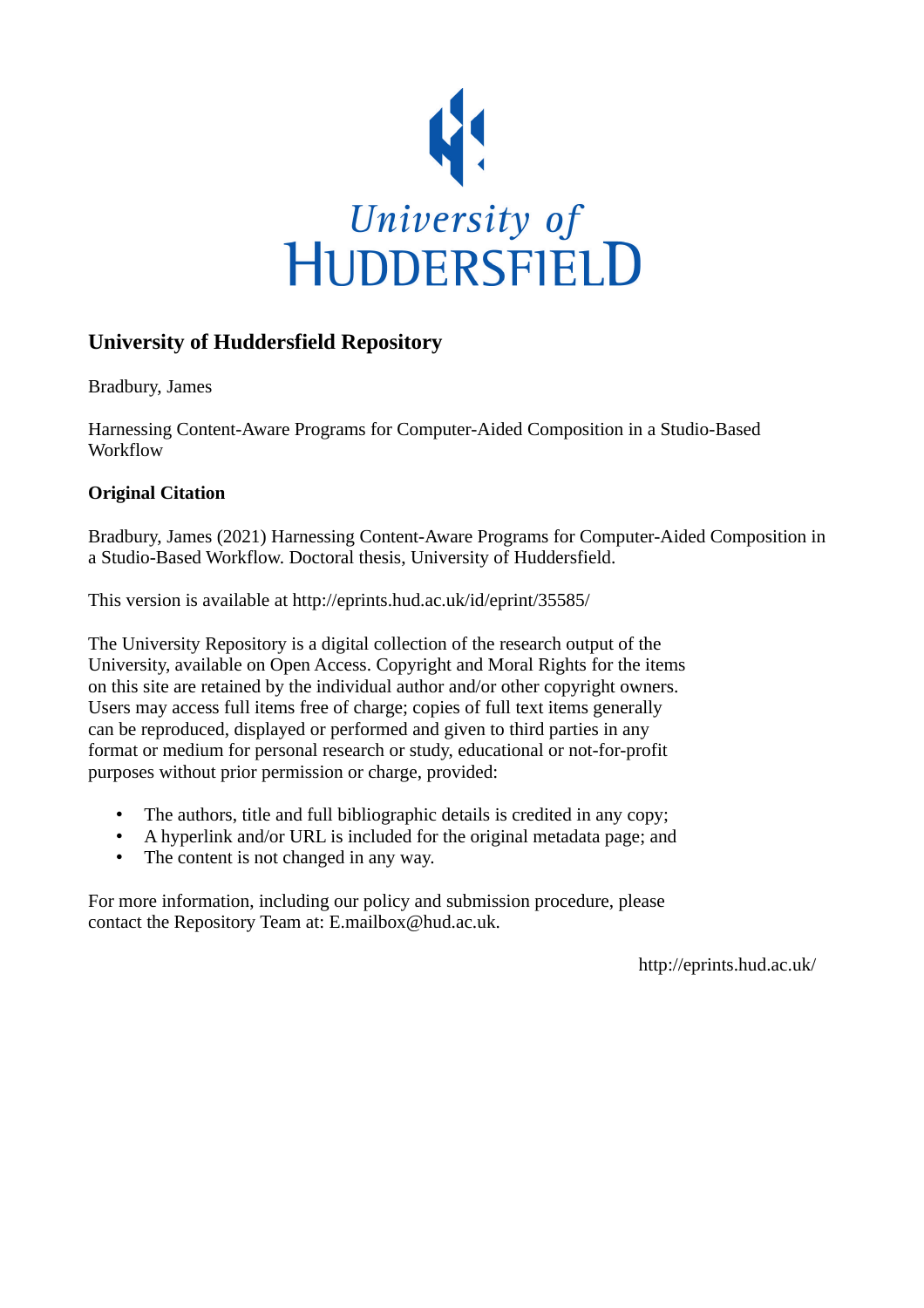University of
HUDDERSFIELD

## University of Huddersfield Repository

Bradbury, James

Harnessing Content-Aware Programs for Computer-Aided Composition in a Studio-Based Workflow

### Original Citation

Bradbury, James (2021) Harnessing Content-Aware Programs for Computer-Aided Composition in a Studio-Based Workflow. Doctoral thesis, University of Huddersfield.

This version is available at http://eprints.hud.ac.uk/id/eprint/35585/

The University Repository is a digital collection of the research output of the University, available on Open Access. Copyright and Moral Rights for the items on this site are retained by the individual author and/or other copyright owners. Users may access full items free of charge; copies of full text items generally can be reproduced, displayed or performed and given to third parties in any format or medium for personal research or study, educational or not-for-profit purposes without prior permission or charge, provided:

- The authors, title and full bibliographic details is credited in any copy;
- A hyperlink and/or URL is included for the original metadata page; and
- The content is not changed in any way.

For more information, including our policy and submission procedure, please contact the Repository Team at: E.mailbox@hud.ac.uk.

http://eprints.hud.ac.uk/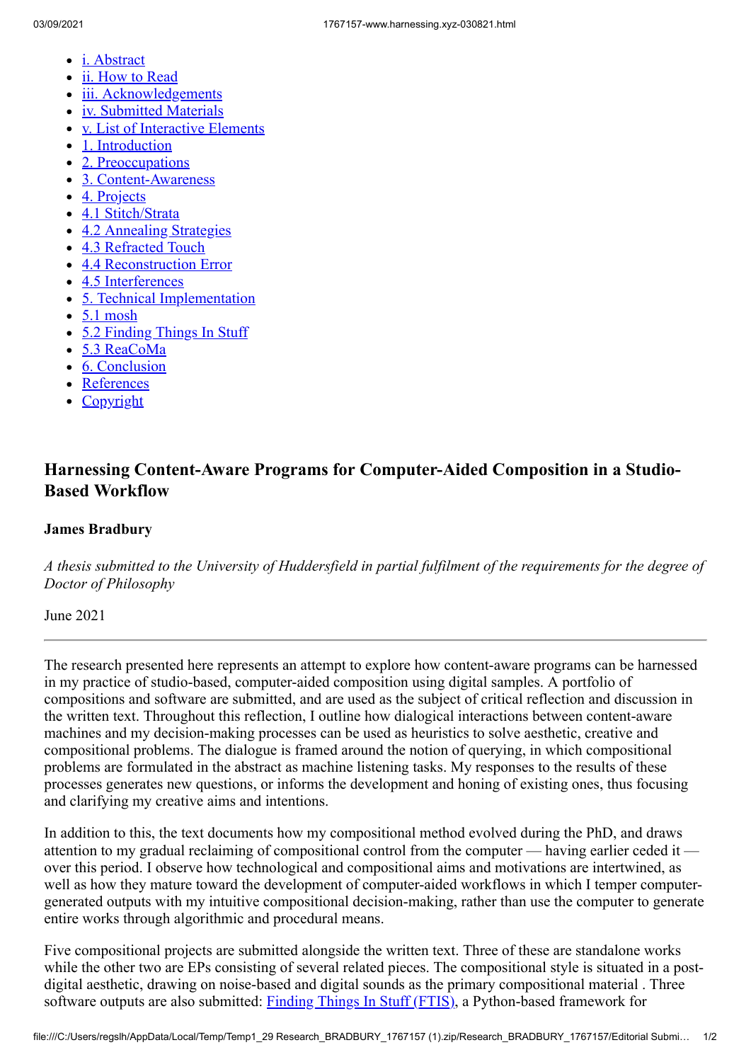- [i. Abstract]()
- [ii. How to Read]()
- [iii. Acknowledgements]()
- [iv. Submitted Materials]()
- [v. List of Interactive Elements]()
- [1. Introduction]()
- [2. Preoccupations]()
- [3. Content-Awareness]()
- [4. Projects]()
- [4.1 Stitch/Strata]()
- [4.2 Annealing Strategies]()
- [4.3 Refracted Touch]()
- [4.4 Reconstruction Error]()
- [4.5 Interferences]()
- [5. Technical Implementation]()
- [5.1 mosh]()
- [5.2 Finding Things In Stuff]()
- [5.3 ReaCoMa]()
- [6. Conclusion]()
- [References]()
- [Copyright]()

## Harnessing Content-Aware Programs for Computer-Aided Composition in a Studio-Based Workflow

### James Bradbury

*A thesis submitted to the University of Huddersfield in partial fulfilment of the requirements for the degree of Doctor of Philosophy*

June 2021

---

The research presented here represents an attempt to explore how content-aware programs can be harnessed in my practice of studio-based, computer-aided composition using digital samples. A portfolio of compositions and software are submitted, and are used as the subject of critical reflection and discussion in the written text. Throughout this reflection, I outline how dialogical interactions between content-aware machines and my decision-making processes can be used as heuristics to solve aesthetic, creative and compositional problems. The dialogue is framed around the notion of querying, in which compositional problems are formulated in the abstract as machine listening tasks. My responses to the results of these processes generates new questions, or informs the development and honing of existing ones, thus focusing and clarifying my creative aims and intentions.

In addition to this, the text documents how my compositional method evolved during the PhD, and draws attention to my gradual reclaiming of compositional control from the computer — having earlier ceded it — over this period. I observe how technological and compositional aims and motivations are intertwined, as well as how they mature toward the development of computer-aided workflows in which I temper computer-generated outputs with my intuitive compositional decision-making, rather than use the computer to generate entire works through algorithmic and procedural means.

Five compositional projects are submitted alongside the written text. Three of these are standalone works while the other two are EPs consisting of several related pieces. The compositional style is situated in a post-digital aesthetic, drawing on noise-based and digital sounds as the primary compositional material . Three software outputs are also submitted: [Finding Things In Stuff (FTIS)](), a Python-based framework for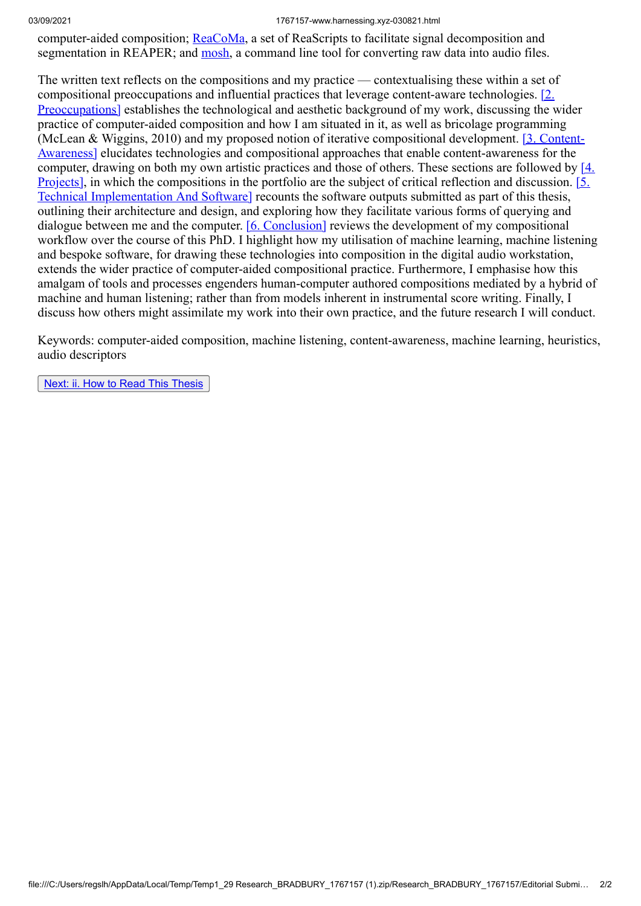computer-aided composition; [ReaCoMa](), a set of ReaScripts to facilitate signal decomposition and segmentation in REAPER; and [mosh](), a command line tool for converting raw data into audio files.

The written text reflects on the compositions and my practice — contextualising these within a set of compositional preoccupations and influential practices that leverage content-aware technologies. [[2. Preoccupations]]() establishes the technological and aesthetic background of my work, discussing the wider practice of computer-aided composition and how I am situated in it, as well as bricolage programming (McLean & Wiggins, 2010) and my proposed notion of iterative compositional development. [[3. Content-Awareness]]() elucidates technologies and compositional approaches that enable content-awareness for the computer, drawing on both my own artistic practices and those of others. These sections are followed by [[4. Projects]](), in which the compositions in the portfolio are the subject of critical reflection and discussion. [[5. Technical Implementation And Software]]() recounts the software outputs submitted as part of this thesis, outlining their architecture and design, and exploring how they facilitate various forms of querying and dialogue between me and the computer. [[6. Conclusion]]() reviews the development of my compositional workflow over the course of this PhD. I highlight how my utilisation of machine learning, machine listening and bespoke software, for drawing these technologies into composition in the digital audio workstation, extends the wider practice of computer-aided compositional practice. Furthermore, I emphasise how this amalgam of tools and processes engenders human-computer authored compositions mediated by a hybrid of machine and human listening; rather than from models inherent in instrumental score writing. Finally, I discuss how others might assimilate my work into their own practice, and the future research I will conduct.

Keywords: computer-aided composition, machine listening, content-awareness, machine learning, heuristics, audio descriptors

[Next: ii. How to Read This Thesis]()